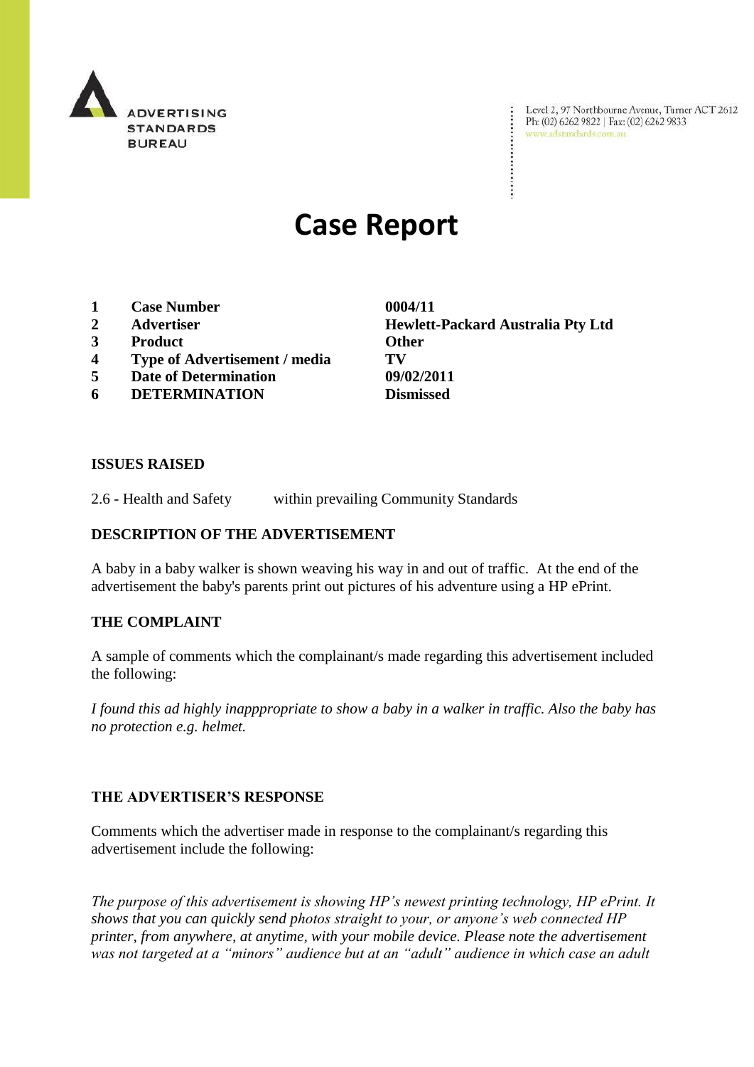ADVERTISING STANDARDS BUREAU

Level 2, 97 Northbourne Avenue, Turner ACT 2612
Ph: (02) 6262 9822 | Fax: (02) 6262 9833
www.adstandards.com.au

# Case Report

| | | |
|---|---|---|
| **1** | **Case Number** | **0004/11** |
| **2** | **Advertiser** | **Hewlett-Packard Australia Pty Ltd** |
| **3** | **Product** | **Other** |
| **4** | **Type of Advertisement / media** | **TV** |
| **5** | **Date of Determination** | **09/02/2011** |
| **6** | **DETERMINATION** | **Dismissed** |

### ISSUES RAISED

2.6 - Health and Safety within prevailing Community Standards

### DESCRIPTION OF THE ADVERTISEMENT

A baby in a baby walker is shown weaving his way in and out of traffic. At the end of the advertisement the baby's parents print out pictures of his adventure using a HP ePrint.

### THE COMPLAINT

A sample of comments which the complainant/s made regarding this advertisement included the following:

*I found this ad highly inapppropriate to show a baby in a walker in traffic. Also the baby has no protection e.g. helmet.*

### THE ADVERTISER'S RESPONSE

Comments which the advertiser made in response to the complainant/s regarding this advertisement include the following:

*The purpose of this advertisement is showing HP's newest printing technology, HP ePrint. It shows that you can quickly send photos straight to your, or anyone's web connected HP printer, from anywhere, at anytime, with your mobile device. Please note the advertisement was not targeted at a "minors" audience but at an "adult" audience in which case an adult*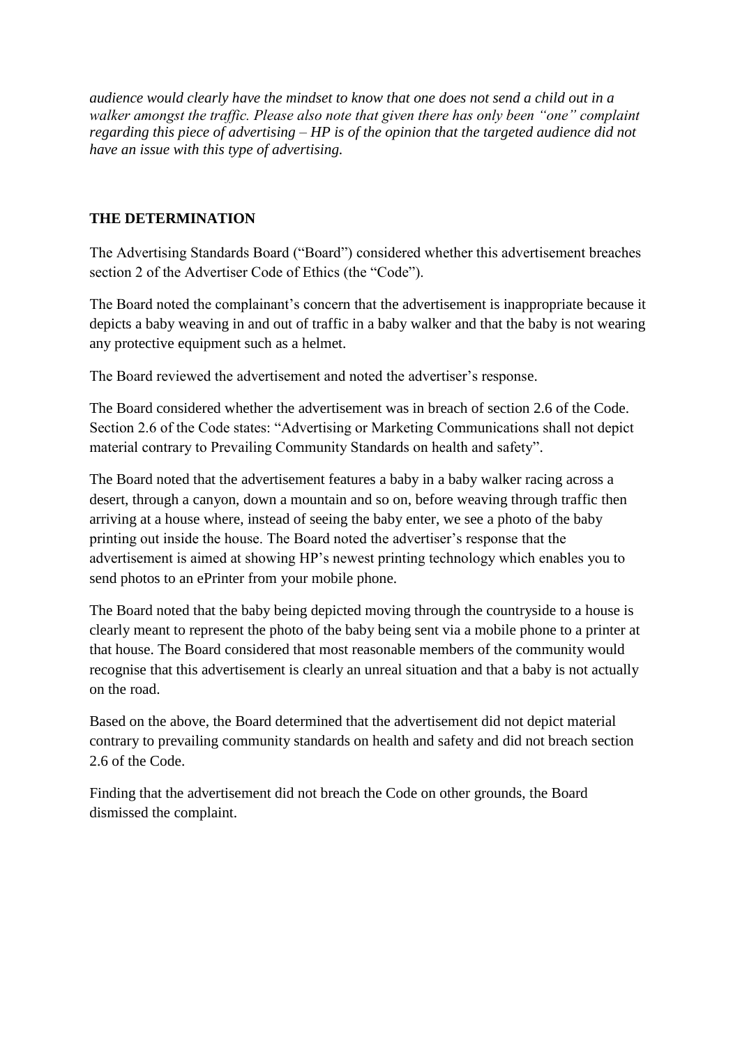*audience would clearly have the mindset to know that one does not send a child out in a walker amongst the traffic. Please also note that given there has only been "one" complaint regarding this piece of advertising – HP is of the opinion that the targeted audience did not have an issue with this type of advertising.*

**THE DETERMINATION**

The Advertising Standards Board ("Board") considered whether this advertisement breaches section 2 of the Advertiser Code of Ethics (the "Code").

The Board noted the complainant's concern that the advertisement is inappropriate because it depicts a baby weaving in and out of traffic in a baby walker and that the baby is not wearing any protective equipment such as a helmet.

The Board reviewed the advertisement and noted the advertiser's response.

The Board considered whether the advertisement was in breach of section 2.6 of the Code. Section 2.6 of the Code states: "Advertising or Marketing Communications shall not depict material contrary to Prevailing Community Standards on health and safety".

The Board noted that the advertisement features a baby in a baby walker racing across a desert, through a canyon, down a mountain and so on, before weaving through traffic then arriving at a house where, instead of seeing the baby enter, we see a photo of the baby printing out inside the house. The Board noted the advertiser's response that the advertisement is aimed at showing HP's newest printing technology which enables you to send photos to an ePrinter from your mobile phone.

The Board noted that the baby being depicted moving through the countryside to a house is clearly meant to represent the photo of the baby being sent via a mobile phone to a printer at that house. The Board considered that most reasonable members of the community would recognise that this advertisement is clearly an unreal situation and that a baby is not actually on the road.

Based on the above, the Board determined that the advertisement did not depict material contrary to prevailing community standards on health and safety and did not breach section 2.6 of the Code.

Finding that the advertisement did not breach the Code on other grounds, the Board dismissed the complaint.